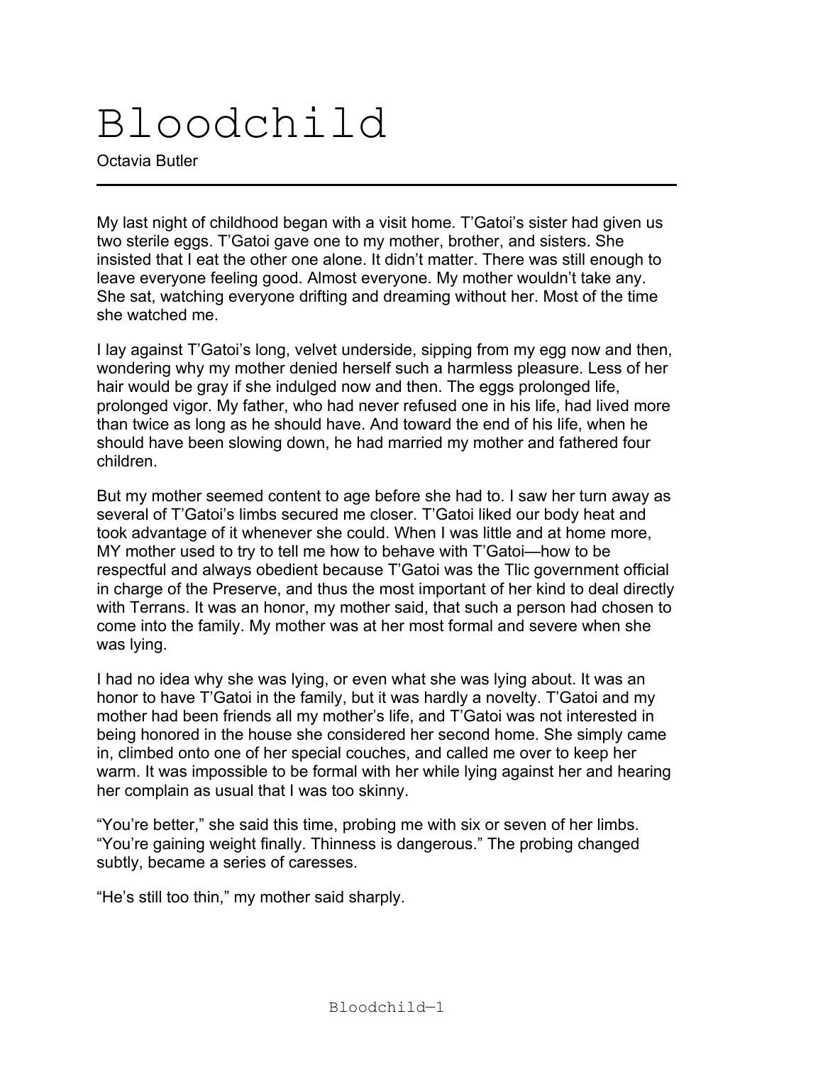# Bloodchild

Octavia Butler

---

My last night of childhood began with a visit home. T'Gatoi's sister had given us two sterile eggs. T'Gatoi gave one to my mother, brother, and sisters. She insisted that I eat the other one alone. It didn't matter. There was still enough to leave everyone feeling good. Almost everyone. My mother wouldn't take any. She sat, watching everyone drifting and dreaming without her. Most of the time she watched me.

I lay against T'Gatoi's long, velvet underside, sipping from my egg now and then, wondering why my mother denied herself such a harmless pleasure. Less of her hair would be gray if she indulged now and then. The eggs prolonged life, prolonged vigor. My father, who had never refused one in his life, had lived more than twice as long as he should have. And toward the end of his life, when he should have been slowing down, he had married my mother and fathered four children.

But my mother seemed content to age before she had to. I saw her turn away as several of T'Gatoi's limbs secured me closer. T'Gatoi liked our body heat and took advantage of it whenever she could. When I was little and at home more, MY mother used to try to tell me how to behave with T'Gatoi—how to be respectful and always obedient because T'Gatoi was the Tlic government official in charge of the Preserve, and thus the most important of her kind to deal directly with Terrans. It was an honor, my mother said, that such a person had chosen to come into the family. My mother was at her most formal and severe when she was lying.

I had no idea why she was lying, or even what she was lying about. It was an honor to have T'Gatoi in the family, but it was hardly a novelty. T'Gatoi and my mother had been friends all my mother's life, and T'Gatoi was not interested in being honored in the house she considered her second home. She simply came in, climbed onto one of her special couches, and called me over to keep her warm. It was impossible to be formal with her while lying against her and hearing her complain as usual that I was too skinny.

"You're better," she said this time, probing me with six or seven of her limbs. "You're gaining weight finally. Thinness is dangerous." The probing changed subtly, became a series of caresses.

"He's still too thin," my mother said sharply.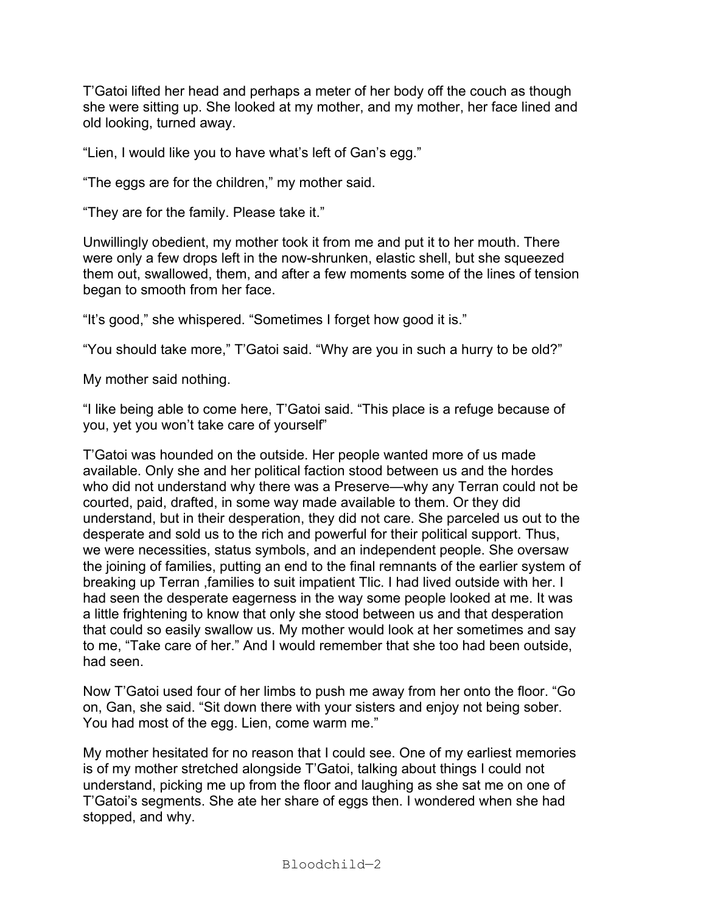T'Gatoi lifted her head and perhaps a meter of her body off the couch as though she were sitting up. She looked at my mother, and my mother, her face lined and old looking, turned away.

"Lien, I would like you to have what's left of Gan's egg."

"The eggs are for the children," my mother said.

"They are for the family. Please take it."

Unwillingly obedient, my mother took it from me and put it to her mouth. There were only a few drops left in the now-shrunken, elastic shell, but she squeezed them out, swallowed, them, and after a few moments some of the lines of tension began to smooth from her face.

"It's good," she whispered. "Sometimes I forget how good it is."

"You should take more," T'Gatoi said. "Why are you in such a hurry to be old?"

My mother said nothing.

"I like being able to come here, T'Gatoi said. "This place is a refuge because of you, yet you won't take care of yourself"

T'Gatoi was hounded on the outside. Her people wanted more of us made available. Only she and her political faction stood between us and the hordes who did not understand why there was a Preserve—why any Terran could not be courted, paid, drafted, in some way made available to them. Or they did understand, but in their desperation, they did not care. She parceled us out to the desperate and sold us to the rich and powerful for their political support. Thus, we were necessities, status symbols, and an independent people. She oversaw the joining of families, putting an end to the final remnants of the earlier system of breaking up Terran ,families to suit impatient Tlic. I had lived outside with her. I had seen the desperate eagerness in the way some people looked at me. It was a little frightening to know that only she stood between us and that desperation that could so easily swallow us. My mother would look at her sometimes and say to me, "Take care of her." And I would remember that she too had been outside, had seen.

Now T'Gatoi used four of her limbs to push me away from her onto the floor. "Go on, Gan, she said. "Sit down there with your sisters and enjoy not being sober. You had most of the egg. Lien, come warm me."

My mother hesitated for no reason that I could see. One of my earliest memories is of my mother stretched alongside T'Gatoi, talking about things I could not understand, picking me up from the floor and laughing as she sat me on one of T'Gatoi's segments. She ate her share of eggs then. I wondered when she had stopped, and why.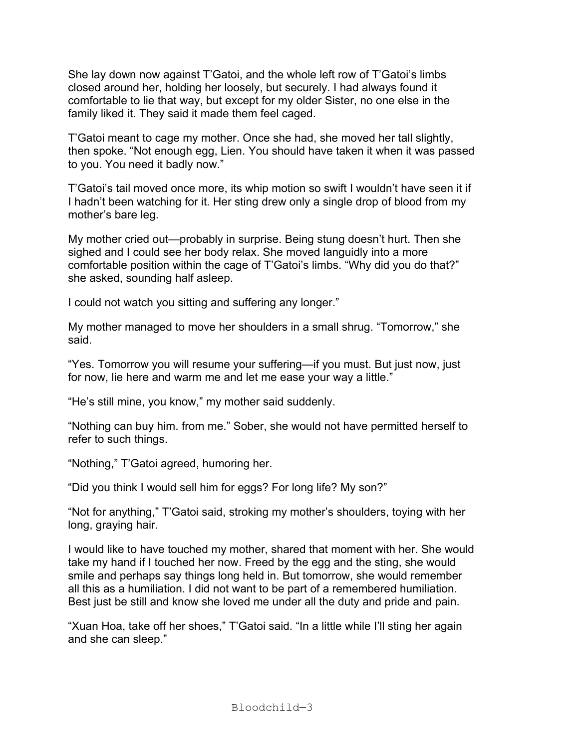She lay down now against T'Gatoi, and the whole left row of T'Gatoi's limbs closed around her, holding her loosely, but securely. I had always found it comfortable to lie that way, but except for my older Sister, no one else in the family liked it. They said it made them feel caged.

T'Gatoi meant to cage my mother. Once she had, she moved her tall slightly, then spoke. "Not enough egg, Lien. You should have taken it when it was passed to you. You need it badly now."

T'Gatoi's tail moved once more, its whip motion so swift I wouldn't have seen it if I hadn't been watching for it. Her sting drew only a single drop of blood from my mother's bare leg.

My mother cried out—probably in surprise. Being stung doesn't hurt. Then she sighed and I could see her body relax. She moved languidly into a more comfortable position within the cage of T'Gatoi's limbs. "Why did you do that?" she asked, sounding half asleep.

I could not watch you sitting and suffering any longer."

My mother managed to move her shoulders in a small shrug. "Tomorrow," she said.

"Yes. Tomorrow you will resume your suffering—if you must. But just now, just for now, lie here and warm me and let me ease your way a little."

"He's still mine, you know," my mother said suddenly.

"Nothing can buy him. from me." Sober, she would not have permitted herself to refer to such things.

"Nothing," T'Gatoi agreed, humoring her.

"Did you think I would sell him for eggs? For long life? My son?"

"Not for anything," T'Gatoi said, stroking my mother's shoulders, toying with her long, graying hair.

I would like to have touched my mother, shared that moment with her. She would take my hand if I touched her now. Freed by the egg and the sting, she would smile and perhaps say things long held in. But tomorrow, she would remember all this as a humiliation. I did not want to be part of a remembered humiliation. Best just be still and know she loved me under all the duty and pride and pain.

"Xuan Hoa, take off her shoes," T'Gatoi said. "In a little while I'll sting her again and she can sleep."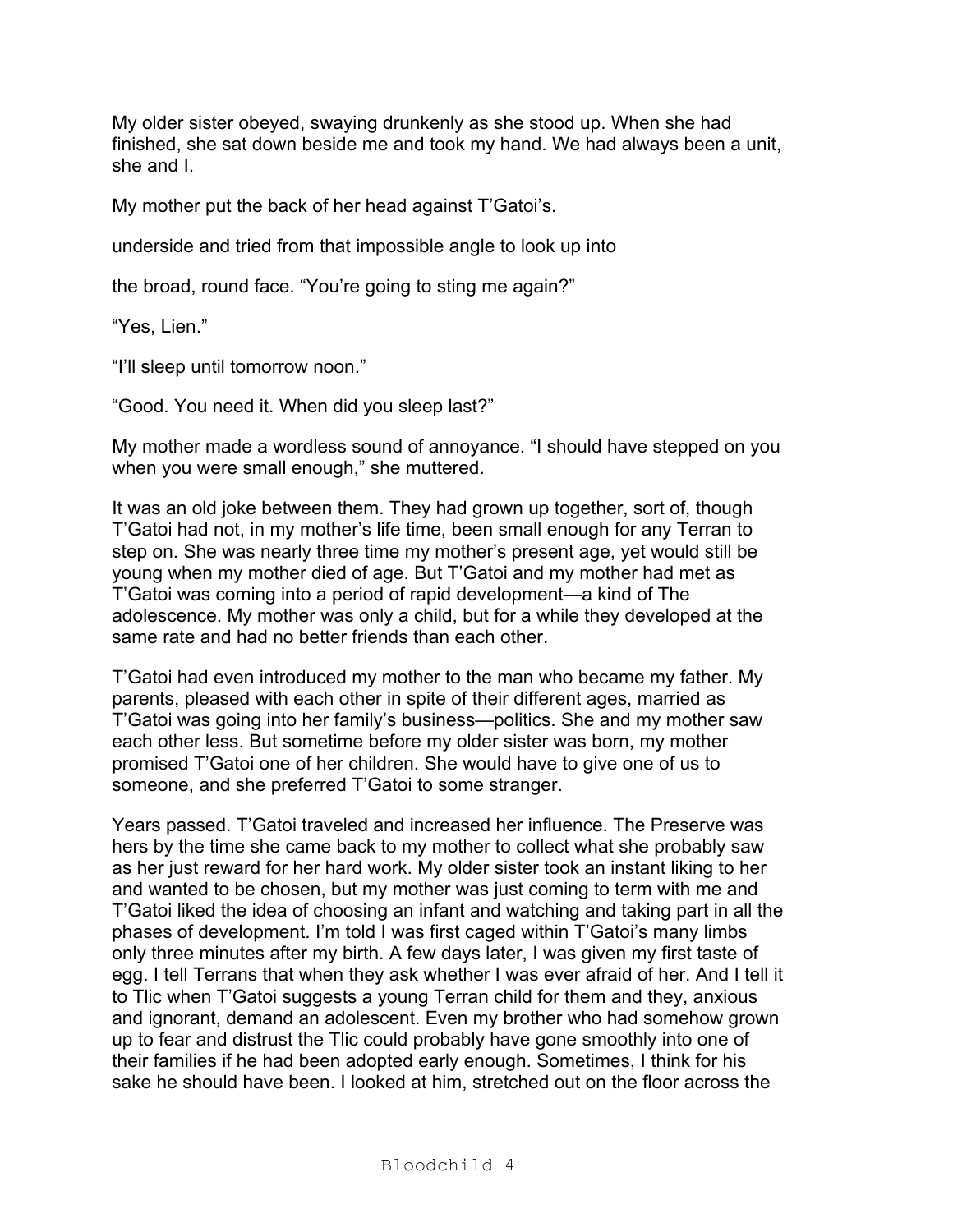My older sister obeyed, swaying drunkenly as she stood up. When she had finished, she sat down beside me and took my hand. We had always been a unit, she and I.

My mother put the back of her head against T'Gatoi's.

underside and tried from that impossible angle to look up into

the broad, round face. "You're going to sting me again?"

"Yes, Lien."

"I'll sleep until tomorrow noon."

"Good. You need it. When did you sleep last?"

My mother made a wordless sound of annoyance. "I should have stepped on you when you were small enough," she muttered.

It was an old joke between them. They had grown up together, sort of, though T'Gatoi had not, in my mother's life time, been small enough for any Terran to step on. She was nearly three time my mother's present age, yet would still be young when my mother died of age. But T'Gatoi and my mother had met as T'Gatoi was coming into a period of rapid development—a kind of The adolescence. My mother was only a child, but for a while they developed at the same rate and had no better friends than each other.

T'Gatoi had even introduced my mother to the man who became my father. My parents, pleased with each other in spite of their different ages, married as T'Gatoi was going into her family's business—politics. She and my mother saw each other less. But sometime before my older sister was born, my mother promised T'Gatoi one of her children. She would have to give one of us to someone, and she preferred T'Gatoi to some stranger.

Years passed. T'Gatoi traveled and increased her influence. The Preserve was hers by the time she came back to my mother to collect what she probably saw as her just reward for her hard work. My older sister took an instant liking to her and wanted to be chosen, but my mother was just coming to term with me and T'Gatoi liked the idea of choosing an infant and watching and taking part in all the phases of development. I'm told I was first caged within T'Gatoi's many limbs only three minutes after my birth. A few days later, I was given my first taste of egg. I tell Terrans that when they ask whether I was ever afraid of her. And I tell it to Tlic when T'Gatoi suggests a young Terran child for them and they, anxious and ignorant, demand an adolescent. Even my brother who had somehow grown up to fear and distrust the Tlic could probably have gone smoothly into one of their families if he had been adopted early enough. Sometimes, I think for his sake he should have been. I looked at him, stretched out on the floor across the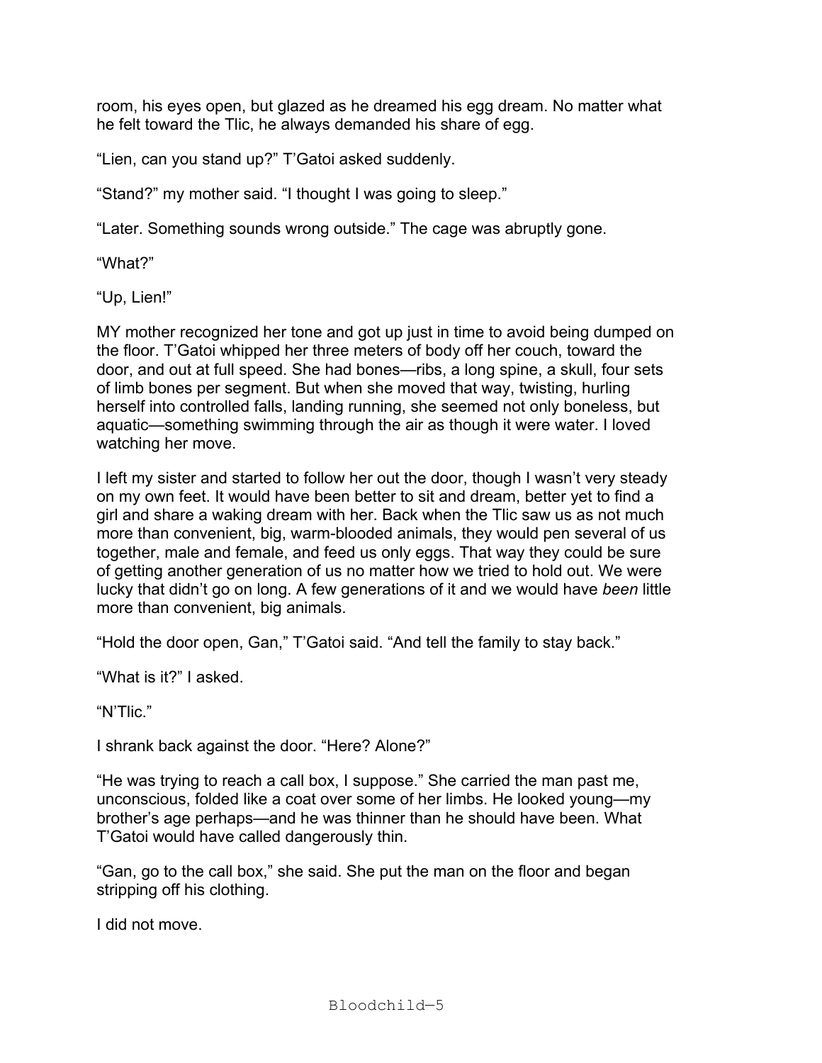room, his eyes open, but glazed as he dreamed his egg dream. No matter what he felt toward the Tlic, he always demanded his share of egg.

"Lien, can you stand up?" T'Gatoi asked suddenly.

"Stand?" my mother said. "I thought I was going to sleep."

"Later. Something sounds wrong outside." The cage was abruptly gone.

"What?"

"Up, Lien!"

MY mother recognized her tone and got up just in time to avoid being dumped on the floor. T'Gatoi whipped her three meters of body off her couch, toward the door, and out at full speed. She had bones—ribs, a long spine, a skull, four sets of limb bones per segment. But when she moved that way, twisting, hurling herself into controlled falls, landing running, she seemed not only boneless, but aquatic—something swimming through the air as though it were water. I loved watching her move.

I left my sister and started to follow her out the door, though I wasn't very steady on my own feet. It would have been better to sit and dream, better yet to find a girl and share a waking dream with her. Back when the Tlic saw us as not much more than convenient, big, warm-blooded animals, they would pen several of us together, male and female, and feed us only eggs. That way they could be sure of getting another generation of us no matter how we tried to hold out. We were lucky that didn't go on long. A few generations of it and we would have *been* little more than convenient, big animals.

"Hold the door open, Gan," T'Gatoi said. "And tell the family to stay back."

"What is it?" I asked.

"N'Tlic."

I shrank back against the door. "Here? Alone?"

"He was trying to reach a call box, I suppose." She carried the man past me, unconscious, folded like a coat over some of her limbs. He looked young—my brother's age perhaps—and he was thinner than he should have been. What T'Gatoi would have called dangerously thin.

"Gan, go to the call box," she said. She put the man on the floor and began stripping off his clothing.

I did not move.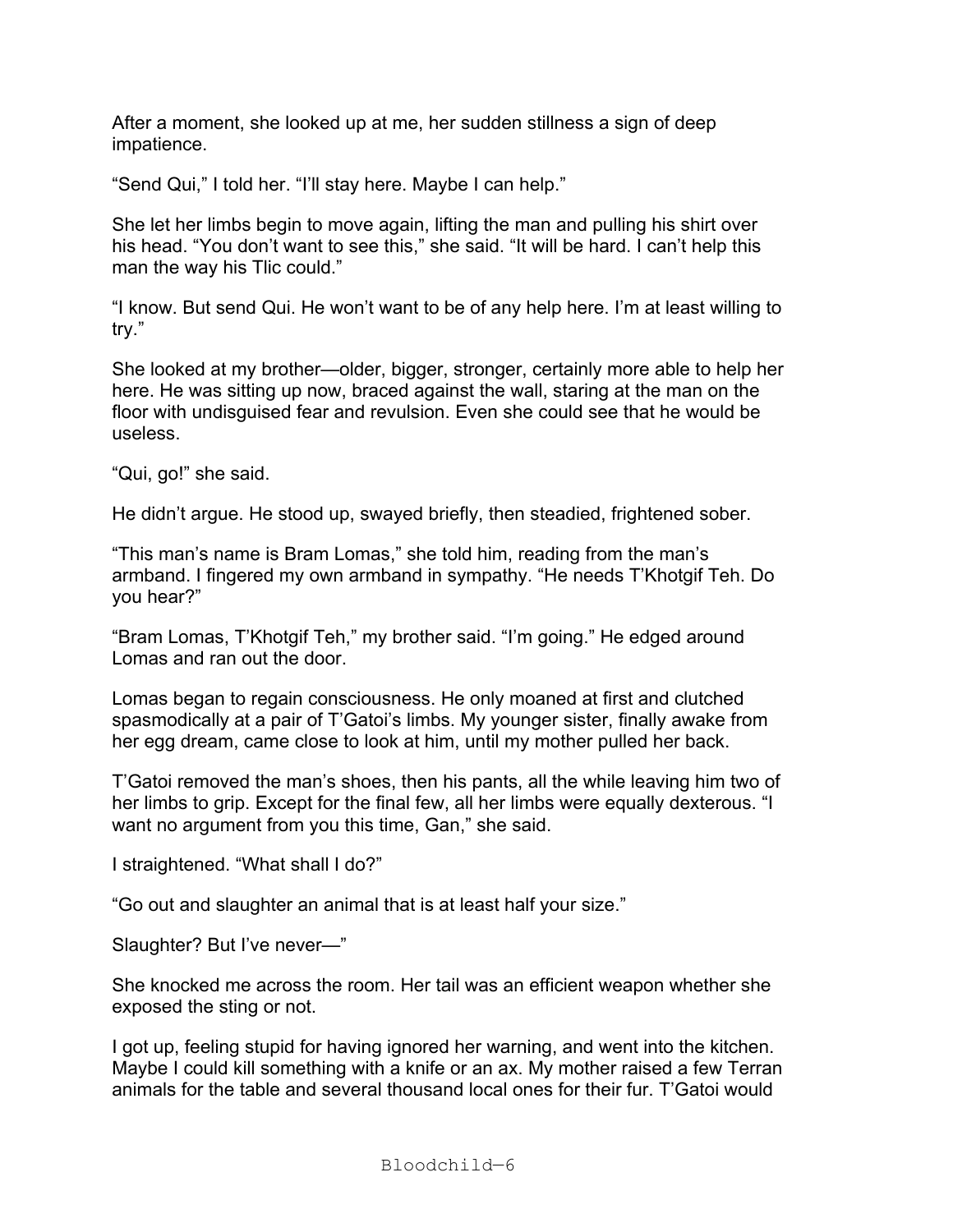After a moment, she looked up at me, her sudden stillness a sign of deep impatience.

"Send Qui," I told her. "I'll stay here. Maybe I can help."

She let her limbs begin to move again, lifting the man and pulling his shirt over his head. "You don't want to see this," she said. "It will be hard. I can't help this man the way his Tlic could."

"I know. But send Qui. He won't want to be of any help here. I'm at least willing to try."

She looked at my brother—older, bigger, stronger, certainly more able to help her here. He was sitting up now, braced against the wall, staring at the man on the floor with undisguised fear and revulsion. Even she could see that he would be useless.

"Qui, go!" she said.

He didn't argue. He stood up, swayed briefly, then steadied, frightened sober.

"This man's name is Bram Lomas," she told him, reading from the man's armband. I fingered my own armband in sympathy. "He needs T'Khotgif Teh. Do you hear?"

"Bram Lomas, T'Khotgif Teh," my brother said. "I'm going." He edged around Lomas and ran out the door.

Lomas began to regain consciousness. He only moaned at first and clutched spasmodically at a pair of T'Gatoi's limbs. My younger sister, finally awake from her egg dream, came close to look at him, until my mother pulled her back.

T'Gatoi removed the man's shoes, then his pants, all the while leaving him two of her limbs to grip. Except for the final few, all her limbs were equally dexterous. "I want no argument from you this time, Gan," she said.

I straightened. "What shall I do?"

"Go out and slaughter an animal that is at least half your size."

Slaughter? But I've never—"

She knocked me across the room. Her tail was an efficient weapon whether she exposed the sting or not.

I got up, feeling stupid for having ignored her warning, and went into the kitchen. Maybe I could kill something with a knife or an ax. My mother raised a few Terran animals for the table and several thousand local ones for their fur. T'Gatoi would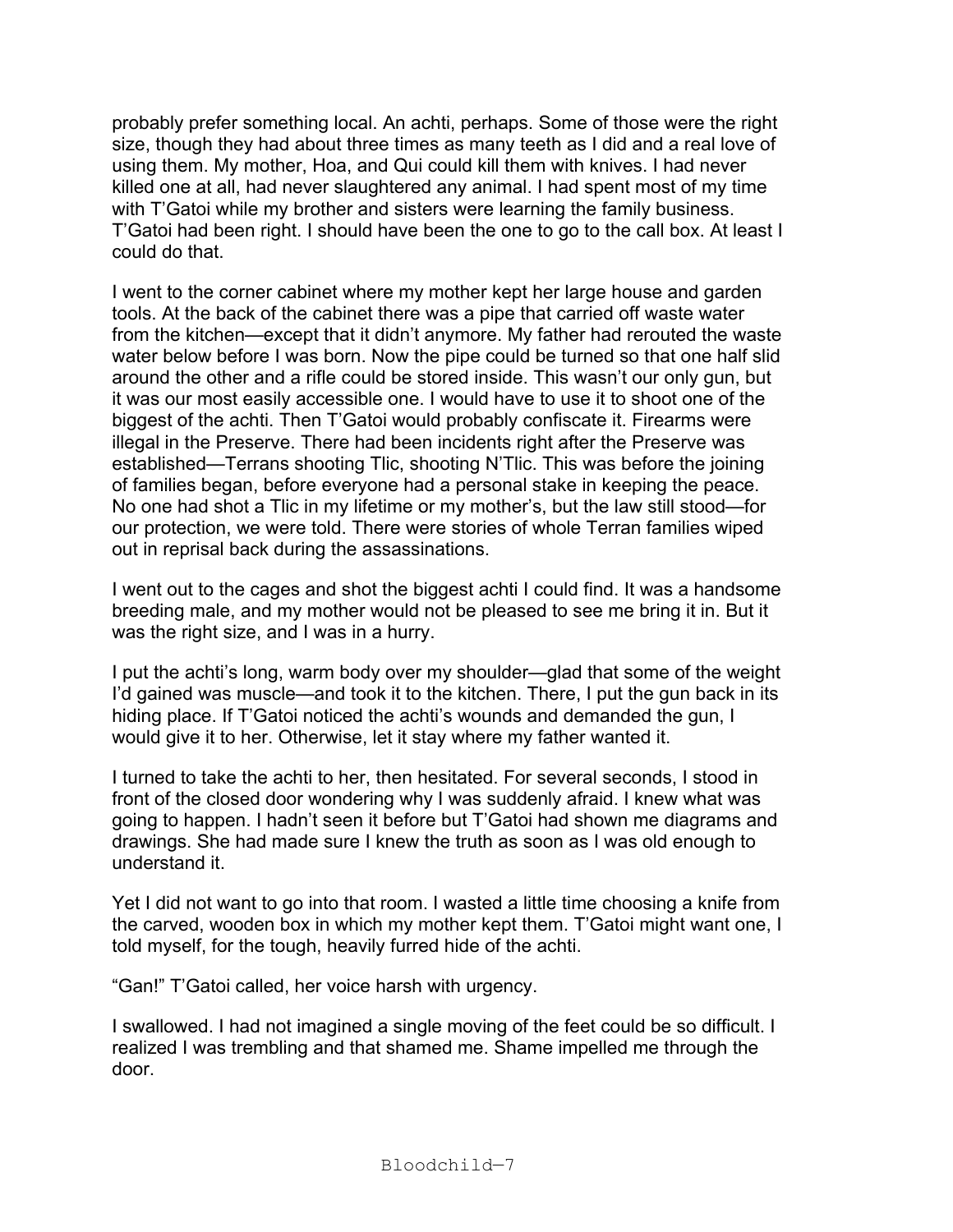probably prefer something local. An achti, perhaps. Some of those were the right size, though they had about three times as many teeth as I did and a real love of using them. My mother, Hoa, and Qui could kill them with knives. I had never killed one at all, had never slaughtered any animal. I had spent most of my time with T'Gatoi while my brother and sisters were learning the family business. T'Gatoi had been right. I should have been the one to go to the call box. At least I could do that.

I went to the corner cabinet where my mother kept her large house and garden tools. At the back of the cabinet there was a pipe that carried off waste water from the kitchen—except that it didn't anymore. My father had rerouted the waste water below before I was born. Now the pipe could be turned so that one half slid around the other and a rifle could be stored inside. This wasn't our only gun, but it was our most easily accessible one. I would have to use it to shoot one of the biggest of the achti. Then T'Gatoi would probably confiscate it. Firearms were illegal in the Preserve. There had been incidents right after the Preserve was established—Terrans shooting Tlic, shooting N'Tlic. This was before the joining of families began, before everyone had a personal stake in keeping the peace. No one had shot a Tlic in my lifetime or my mother's, but the law still stood—for our protection, we were told. There were stories of whole Terran families wiped out in reprisal back during the assassinations.

I went out to the cages and shot the biggest achti I could find. It was a handsome breeding male, and my mother would not be pleased to see me bring it in. But it was the right size, and I was in a hurry.

I put the achti's long, warm body over my shoulder—glad that some of the weight I'd gained was muscle—and took it to the kitchen. There, I put the gun back in its hiding place. If T'Gatoi noticed the achti's wounds and demanded the gun, I would give it to her. Otherwise, let it stay where my father wanted it.

I turned to take the achti to her, then hesitated. For several seconds, I stood in front of the closed door wondering why I was suddenly afraid. I knew what was going to happen. I hadn't seen it before but T'Gatoi had shown me diagrams and drawings. She had made sure I knew the truth as soon as I was old enough to understand it.

Yet I did not want to go into that room. I wasted a little time choosing a knife from the carved, wooden box in which my mother kept them. T'Gatoi might want one, I told myself, for the tough, heavily furred hide of the achti.

"Gan!" T'Gatoi called, her voice harsh with urgency.

I swallowed. I had not imagined a single moving of the feet could be so difficult. I realized I was trembling and that shamed me. Shame impelled me through the door.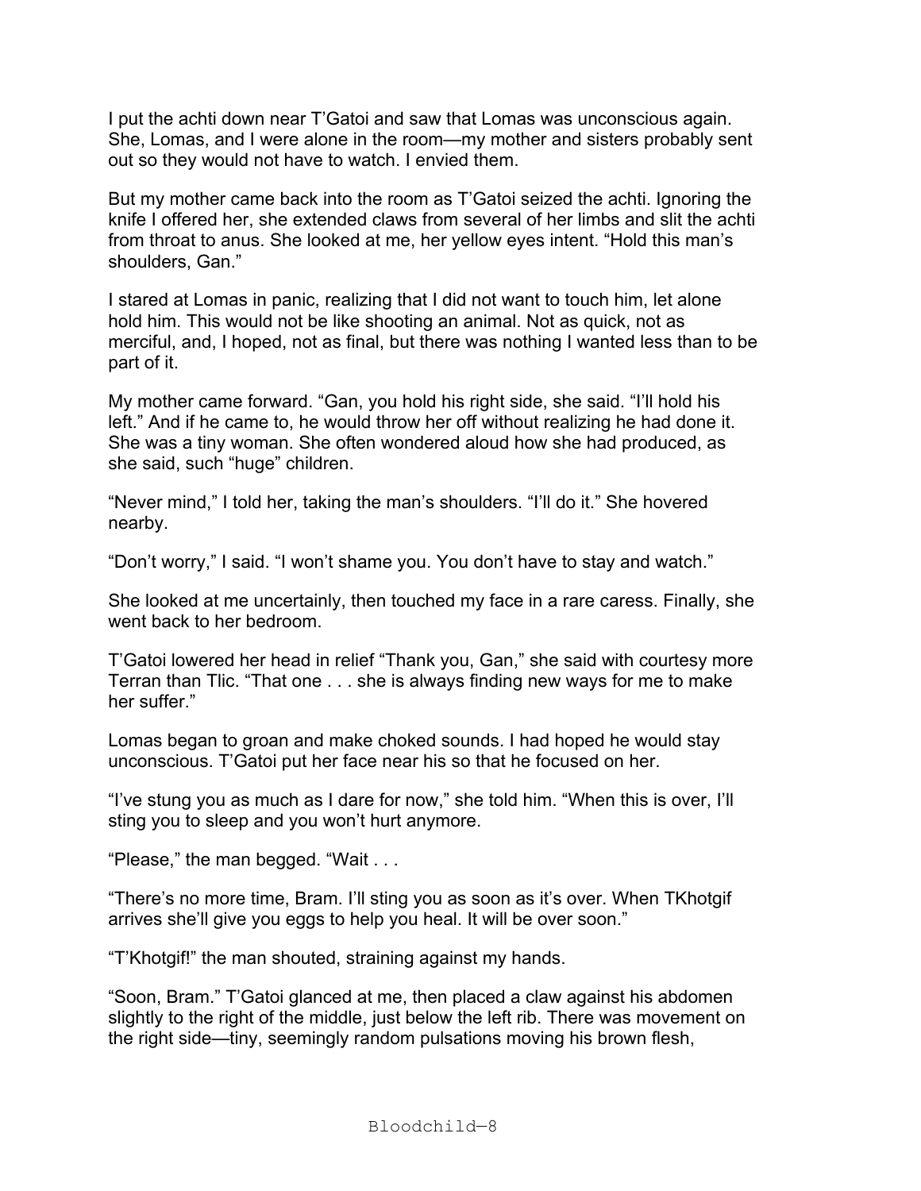I put the achti down near T'Gatoi and saw that Lomas was unconscious again. She, Lomas, and I were alone in the room—my mother and sisters probably sent out so they would not have to watch. I envied them.

But my mother came back into the room as T'Gatoi seized the achti. Ignoring the knife I offered her, she extended claws from several of her limbs and slit the achti from throat to anus. She looked at me, her yellow eyes intent. "Hold this man's shoulders, Gan."

I stared at Lomas in panic, realizing that I did not want to touch him, let alone hold him. This would not be like shooting an animal. Not as quick, not as merciful, and, I hoped, not as final, but there was nothing I wanted less than to be part of it.

My mother came forward. "Gan, you hold his right side, she said. "I'll hold his left." And if he came to, he would throw her off without realizing he had done it. She was a tiny woman. She often wondered aloud how she had produced, as she said, such "huge" children.

"Never mind," I told her, taking the man's shoulders. "I'll do it." She hovered nearby.

"Don't worry," I said. "I won't shame you. You don't have to stay and watch."

She looked at me uncertainly, then touched my face in a rare caress. Finally, she went back to her bedroom.

T'Gatoi lowered her head in relief "Thank you, Gan," she said with courtesy more Terran than Tlic. "That one . . . she is always finding new ways for me to make her suffer."

Lomas began to groan and make choked sounds. I had hoped he would stay unconscious. T'Gatoi put her face near his so that he focused on her.

"I've stung you as much as I dare for now," she told him. "When this is over, I'll sting you to sleep and you won't hurt anymore.

"Please," the man begged. "Wait . . .

"There's no more time, Bram. I'll sting you as soon as it's over. When TKhotgif arrives she'll give you eggs to help you heal. It will be over soon."

"T'Khotgif!" the man shouted, straining against my hands.

"Soon, Bram." T'Gatoi glanced at me, then placed a claw against his abdomen slightly to the right of the middle, just below the left rib. There was movement on the right side—tiny, seemingly random pulsations moving his brown flesh,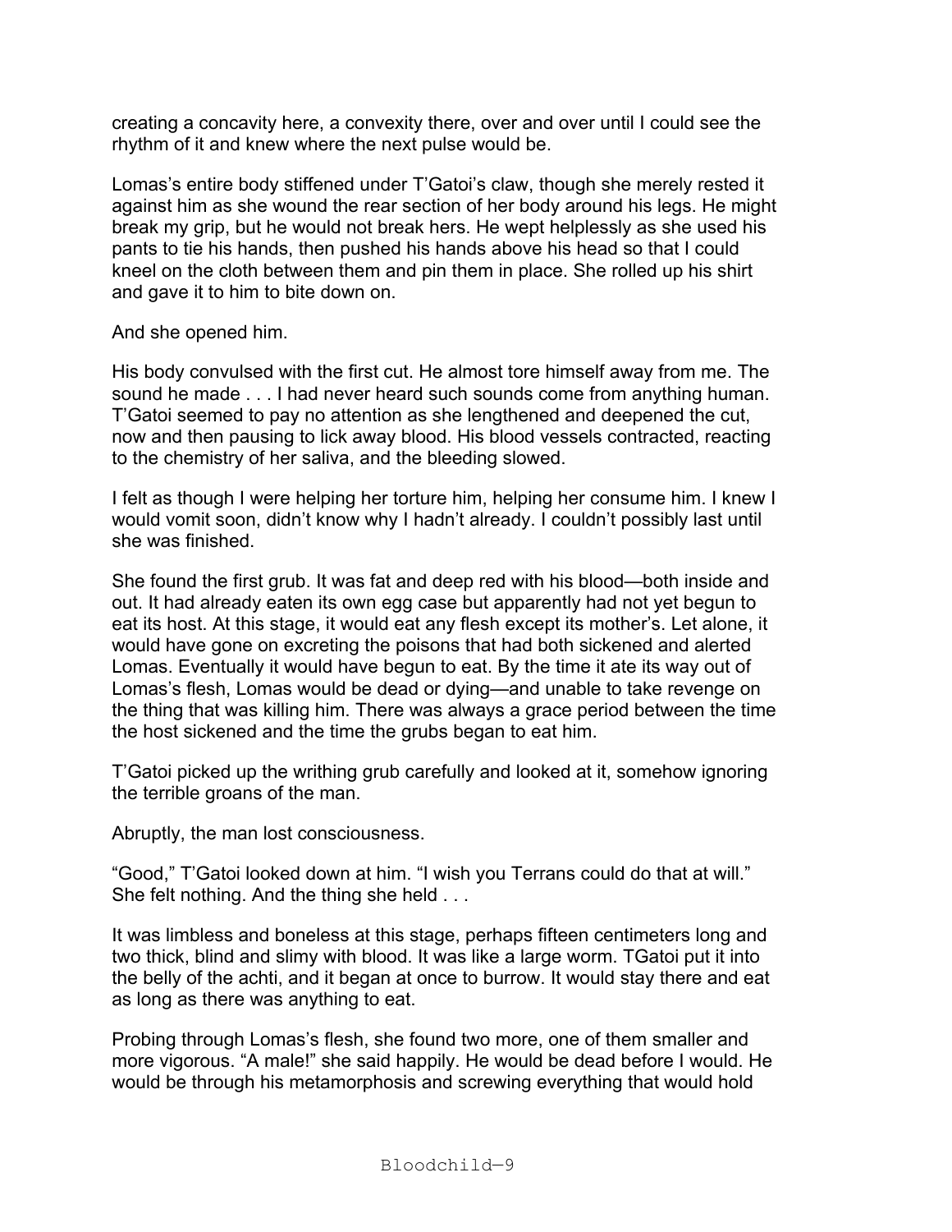creating a concavity here, a convexity there, over and over until I could see the rhythm of it and knew where the next pulse would be.

Lomas's entire body stiffened under T'Gatoi's claw, though she merely rested it against him as she wound the rear section of her body around his legs. He might break my grip, but he would not break hers. He wept helplessly as she used his pants to tie his hands, then pushed his hands above his head so that I could kneel on the cloth between them and pin them in place. She rolled up his shirt and gave it to him to bite down on.

And she opened him.

His body convulsed with the first cut. He almost tore himself away from me. The sound he made . . . I had never heard such sounds come from anything human. T'Gatoi seemed to pay no attention as she lengthened and deepened the cut, now and then pausing to lick away blood. His blood vessels contracted, reacting to the chemistry of her saliva, and the bleeding slowed.

I felt as though I were helping her torture him, helping her consume him. I knew I would vomit soon, didn't know why I hadn't already. I couldn't possibly last until she was finished.

She found the first grub. It was fat and deep red with his blood—both inside and out. It had already eaten its own egg case but apparently had not yet begun to eat its host. At this stage, it would eat any flesh except its mother's. Let alone, it would have gone on excreting the poisons that had both sickened and alerted Lomas. Eventually it would have begun to eat. By the time it ate its way out of Lomas's flesh, Lomas would be dead or dying—and unable to take revenge on the thing that was killing him. There was always a grace period between the time the host sickened and the time the grubs began to eat him.

T'Gatoi picked up the writhing grub carefully and looked at it, somehow ignoring the terrible groans of the man.

Abruptly, the man lost consciousness.

"Good," T'Gatoi looked down at him. "I wish you Terrans could do that at will." She felt nothing. And the thing she held . . .

It was limbless and boneless at this stage, perhaps fifteen centimeters long and two thick, blind and slimy with blood. It was like a large worm. TGatoi put it into the belly of the achti, and it began at once to burrow. It would stay there and eat as long as there was anything to eat.

Probing through Lomas's flesh, she found two more, one of them smaller and more vigorous. "A male!" she said happily. He would be dead before I would. He would be through his metamorphosis and screwing everything that would hold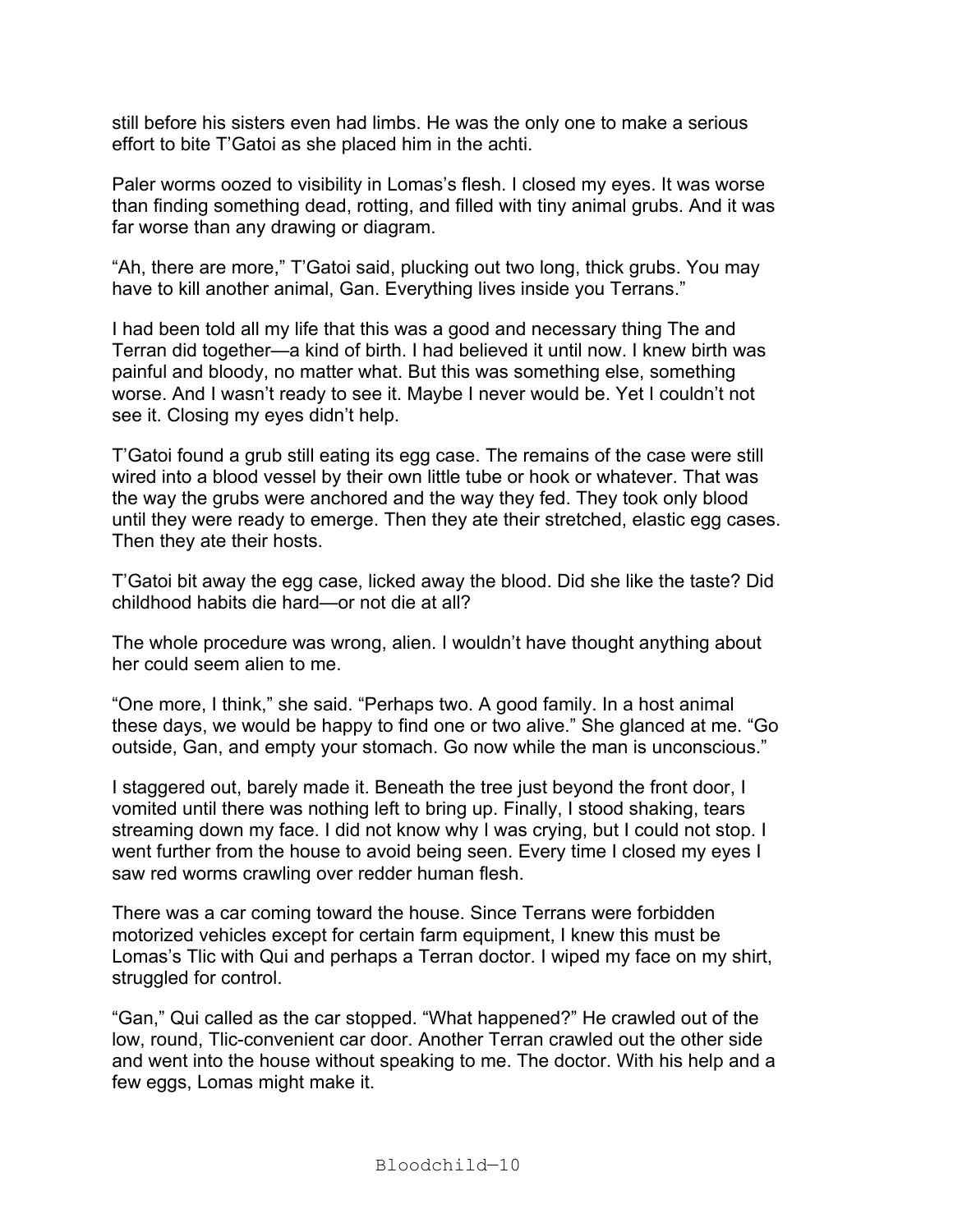still before his sisters even had limbs. He was the only one to make a serious effort to bite T'Gatoi as she placed him in the achti.

Paler worms oozed to visibility in Lomas's flesh. I closed my eyes. It was worse than finding something dead, rotting, and filled with tiny animal grubs. And it was far worse than any drawing or diagram.

"Ah, there are more," T'Gatoi said, plucking out two long, thick grubs. You may have to kill another animal, Gan. Everything lives inside you Terrans."

I had been told all my life that this was a good and necessary thing The and Terran did together—a kind of birth. I had believed it until now. I knew birth was painful and bloody, no matter what. But this was something else, something worse. And I wasn't ready to see it. Maybe I never would be. Yet I couldn't not see it. Closing my eyes didn't help.

T'Gatoi found a grub still eating its egg case. The remains of the case were still wired into a blood vessel by their own little tube or hook or whatever. That was the way the grubs were anchored and the way they fed. They took only blood until they were ready to emerge. Then they ate their stretched, elastic egg cases. Then they ate their hosts.

T'Gatoi bit away the egg case, licked away the blood. Did she like the taste? Did childhood habits die hard—or not die at all?

The whole procedure was wrong, alien. I wouldn't have thought anything about her could seem alien to me.

"One more, I think," she said. "Perhaps two. A good family. In a host animal these days, we would be happy to find one or two alive." She glanced at me. "Go outside, Gan, and empty your stomach. Go now while the man is unconscious."

I staggered out, barely made it. Beneath the tree just beyond the front door, I vomited until there was nothing left to bring up. Finally, I stood shaking, tears streaming down my face. I did not know why I was crying, but I could not stop. I went further from the house to avoid being seen. Every time I closed my eyes I saw red worms crawling over redder human flesh.

There was a car coming toward the house. Since Terrans were forbidden motorized vehicles except for certain farm equipment, I knew this must be Lomas's Tlic with Qui and perhaps a Terran doctor. I wiped my face on my shirt, struggled for control.

"Gan," Qui called as the car stopped. "What happened?" He crawled out of the low, round, Tlic-convenient car door. Another Terran crawled out the other side and went into the house without speaking to me. The doctor. With his help and a few eggs, Lomas might make it.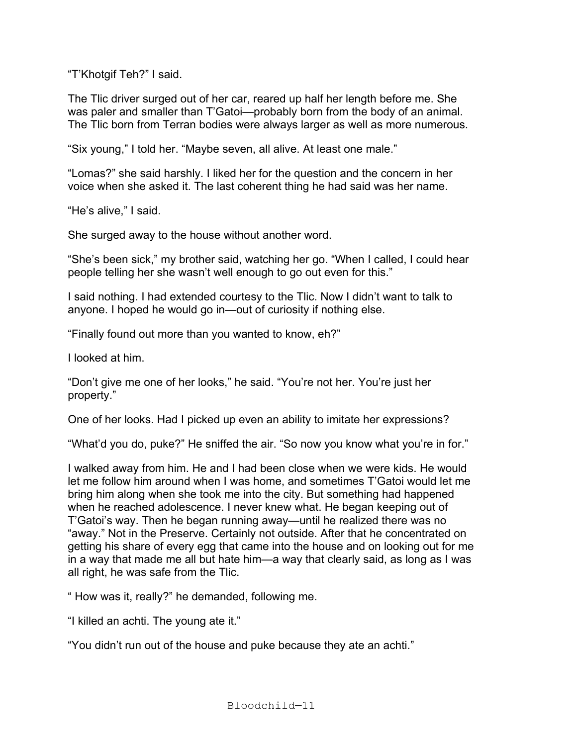“T’Khotgif Teh?” I said.

The Tlic driver surged out of her car, reared up half her length before me. She was paler and smaller than T’Gatoi—probably born from the body of an animal. The Tlic born from Terran bodies were always larger as well as more numerous.

“Six young,” I told her. “Maybe seven, all alive. At least one male.”

“Lomas?” she said harshly. I liked her for the question and the concern in her voice when she asked it. The last coherent thing he had said was her name.

“He’s alive,” I said.

She surged away to the house without another word.

“She’s been sick,” my brother said, watching her go. “When I called, I could hear people telling her she wasn’t well enough to go out even for this.”

I said nothing. I had extended courtesy to the Tlic. Now I didn’t want to talk to anyone. I hoped he would go in—out of curiosity if nothing else.

“Finally found out more than you wanted to know, eh?”

I looked at him.

“Don’t give me one of her looks,” he said. “You’re not her. You’re just her property.”

One of her looks. Had I picked up even an ability to imitate her expressions?

“What’d you do, puke?” He sniffed the air. “So now you know what you’re in for.”

I walked away from him. He and I had been close when we were kids. He would let me follow him around when I was home, and sometimes T’Gatoi would let me bring him along when she took me into the city. But something had happened when he reached adolescence. I never knew what. He began keeping out of T’Gatoi’s way. Then he began running away—until he realized there was no “away.” Not in the Preserve. Certainly not outside. After that he concentrated on getting his share of every egg that came into the house and on looking out for me in a way that made me all but hate him—a way that clearly said, as long as I was all right, he was safe from the Tlic.

“ How was it, really?” he demanded, following me.

“I killed an achti. The young ate it.”

“You didn’t run out of the house and puke because they ate an achti.”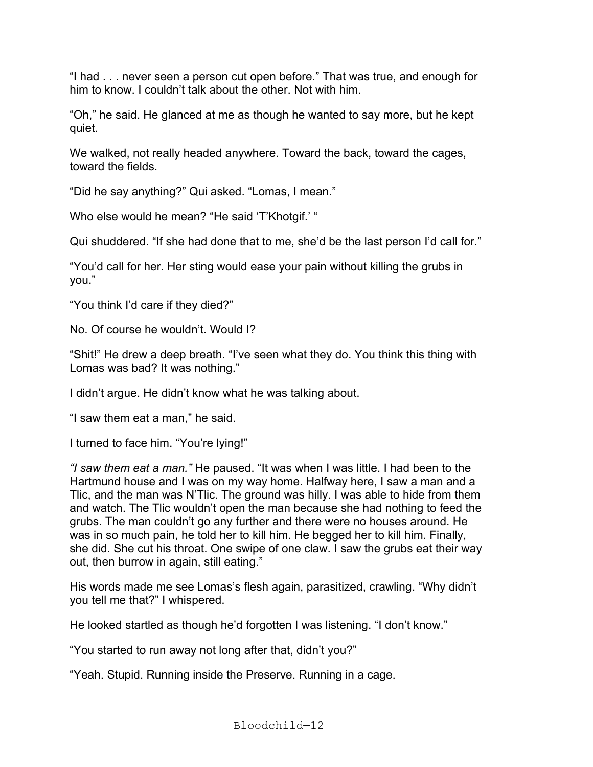"I had . . . never seen a person cut open before." That was true, and enough for him to know. I couldn't talk about the other. Not with him.

"Oh," he said. He glanced at me as though he wanted to say more, but he kept quiet.

We walked, not really headed anywhere. Toward the back, toward the cages, toward the fields.

"Did he say anything?" Qui asked. "Lomas, I mean."

Who else would he mean? "He said 'T'Khotgif.' "

Qui shuddered. "If she had done that to me, she'd be the last person I'd call for."

"You'd call for her. Her sting would ease your pain without killing the grubs in you."

"You think I'd care if they died?"

No. Of course he wouldn't. Would I?

"Shit!" He drew a deep breath. "I've seen what they do. You think this thing with Lomas was bad? It was nothing."

I didn't argue. He didn't know what he was talking about.

"I saw them eat a man," he said.

I turned to face him. "You're lying!"

*"I saw them eat a man."* He paused. "It was when I was little. I had been to the Hartmund house and I was on my way home. Halfway here, I saw a man and a Tlic, and the man was N'Tlic. The ground was hilly. I was able to hide from them and watch. The Tlic wouldn't open the man because she had nothing to feed the grubs. The man couldn't go any further and there were no houses around. He was in so much pain, he told her to kill him. He begged her to kill him. Finally, she did. She cut his throat. One swipe of one claw. I saw the grubs eat their way out, then burrow in again, still eating."

His words made me see Lomas's flesh again, parasitized, crawling. "Why didn't you tell me that?" I whispered.

He looked startled as though he'd forgotten I was listening. "I don't know."

"You started to run away not long after that, didn't you?"

"Yeah. Stupid. Running inside the Preserve. Running in a cage.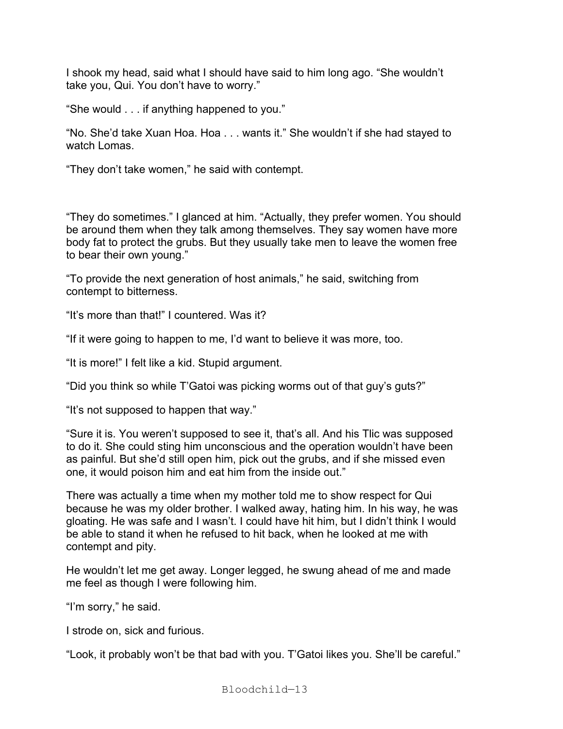I shook my head, said what I should have said to him long ago. “She wouldn’t take you, Qui. You don’t have to worry.”

“She would . . . if anything happened to you.”

“No. She’d take Xuan Hoa. Hoa . . . wants it.” She wouldn’t if she had stayed to watch Lomas.

“They don’t take women,” he said with contempt.

“They do sometimes.” I glanced at him. “Actually, they prefer women. You should be around them when they talk among themselves. They say women have more body fat to protect the grubs. But they usually take men to leave the women free to bear their own young.”

“To provide the next generation of host animals,” he said, switching from contempt to bitterness.

“It’s more than that!” I countered. Was it?

“If it were going to happen to me, I’d want to believe it was more, too.

“It is more!” I felt like a kid. Stupid argument.

“Did you think so while T’Gatoi was picking worms out of that guy’s guts?”

“It’s not supposed to happen that way.”

“Sure it is. You weren’t supposed to see it, that’s all. And his Tlic was supposed to do it. She could sting him unconscious and the operation wouldn’t have been as painful. But she’d still open him, pick out the grubs, and if she missed even one, it would poison him and eat him from the inside out.”

There was actually a time when my mother told me to show respect for Qui because he was my older brother. I walked away, hating him. In his way, he was gloating. He was safe and I wasn’t. I could have hit him, but I didn’t think I would be able to stand it when he refused to hit back, when he looked at me with contempt and pity.

He wouldn’t let me get away. Longer legged, he swung ahead of me and made me feel as though I were following him.

“I’m sorry,” he said.

I strode on, sick and furious.

“Look, it probably won’t be that bad with you. T’Gatoi likes you. She’ll be careful.”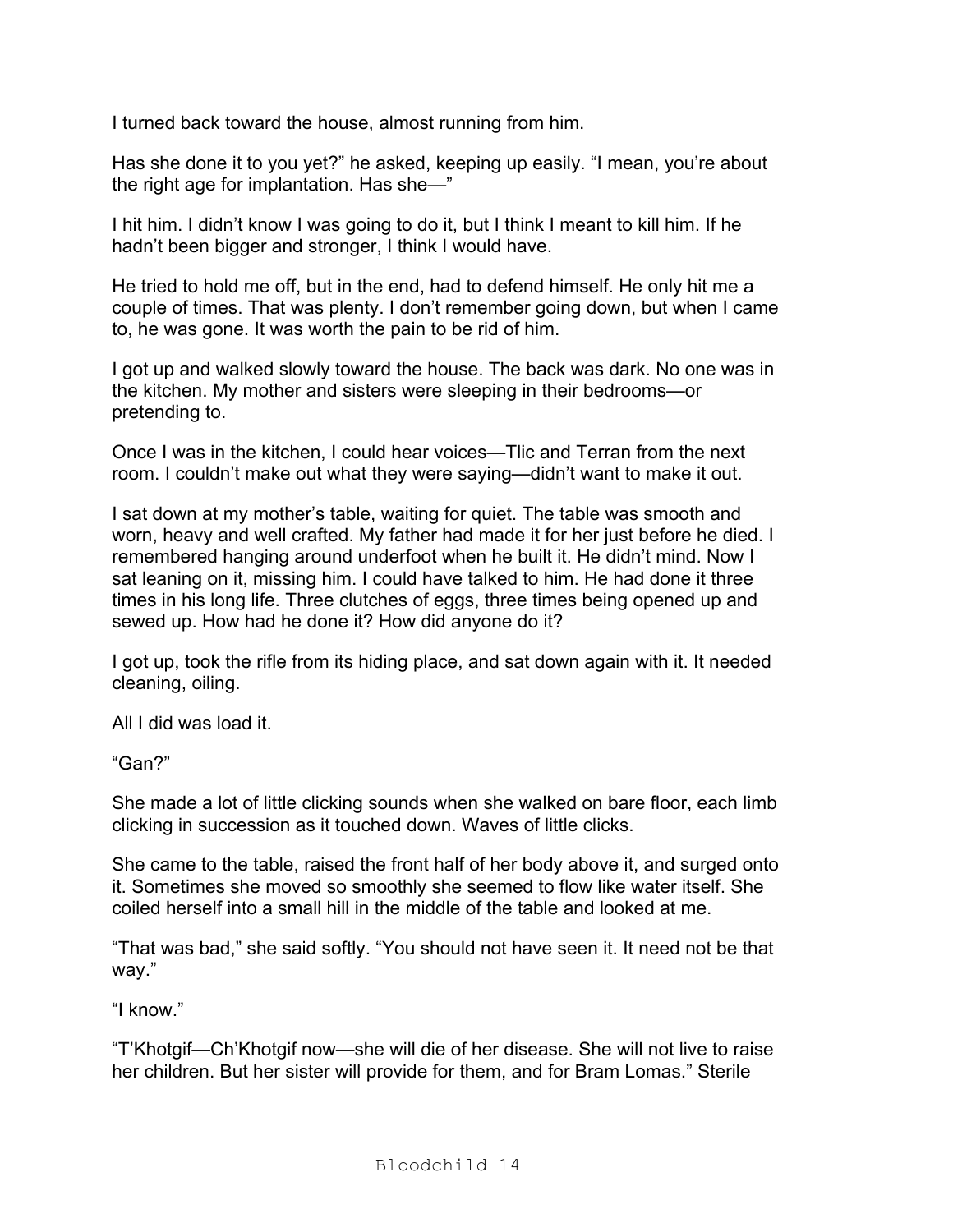I turned back toward the house, almost running from him.

Has she done it to you yet?" he asked, keeping up easily. "I mean, you're about the right age for implantation. Has she—"

I hit him. I didn't know I was going to do it, but I think I meant to kill him. If he hadn't been bigger and stronger, I think I would have.

He tried to hold me off, but in the end, had to defend himself. He only hit me a couple of times. That was plenty. I don't remember going down, but when I came to, he was gone. It was worth the pain to be rid of him.

I got up and walked slowly toward the house. The back was dark. No one was in the kitchen. My mother and sisters were sleeping in their bedrooms—or pretending to.

Once I was in the kitchen, I could hear voices—Tlic and Terran from the next room. I couldn't make out what they were saying—didn't want to make it out.

I sat down at my mother's table, waiting for quiet. The table was smooth and worn, heavy and well crafted. My father had made it for her just before he died. I remembered hanging around underfoot when he built it. He didn't mind. Now I sat leaning on it, missing him. I could have talked to him. He had done it three times in his long life. Three clutches of eggs, three times being opened up and sewed up. How had he done it? How did anyone do it?

I got up, took the rifle from its hiding place, and sat down again with it. It needed cleaning, oiling.

All I did was load it.

"Gan?"

She made a lot of little clicking sounds when she walked on bare floor, each limb clicking in succession as it touched down. Waves of little clicks.

She came to the table, raised the front half of her body above it, and surged onto it. Sometimes she moved so smoothly she seemed to flow like water itself. She coiled herself into a small hill in the middle of the table and looked at me.

"That was bad," she said softly. "You should not have seen it. It need not be that way."

"I know."

"T'Khotgif—Ch'Khotgif now—she will die of her disease. She will not live to raise her children. But her sister will provide for them, and for Bram Lomas." Sterile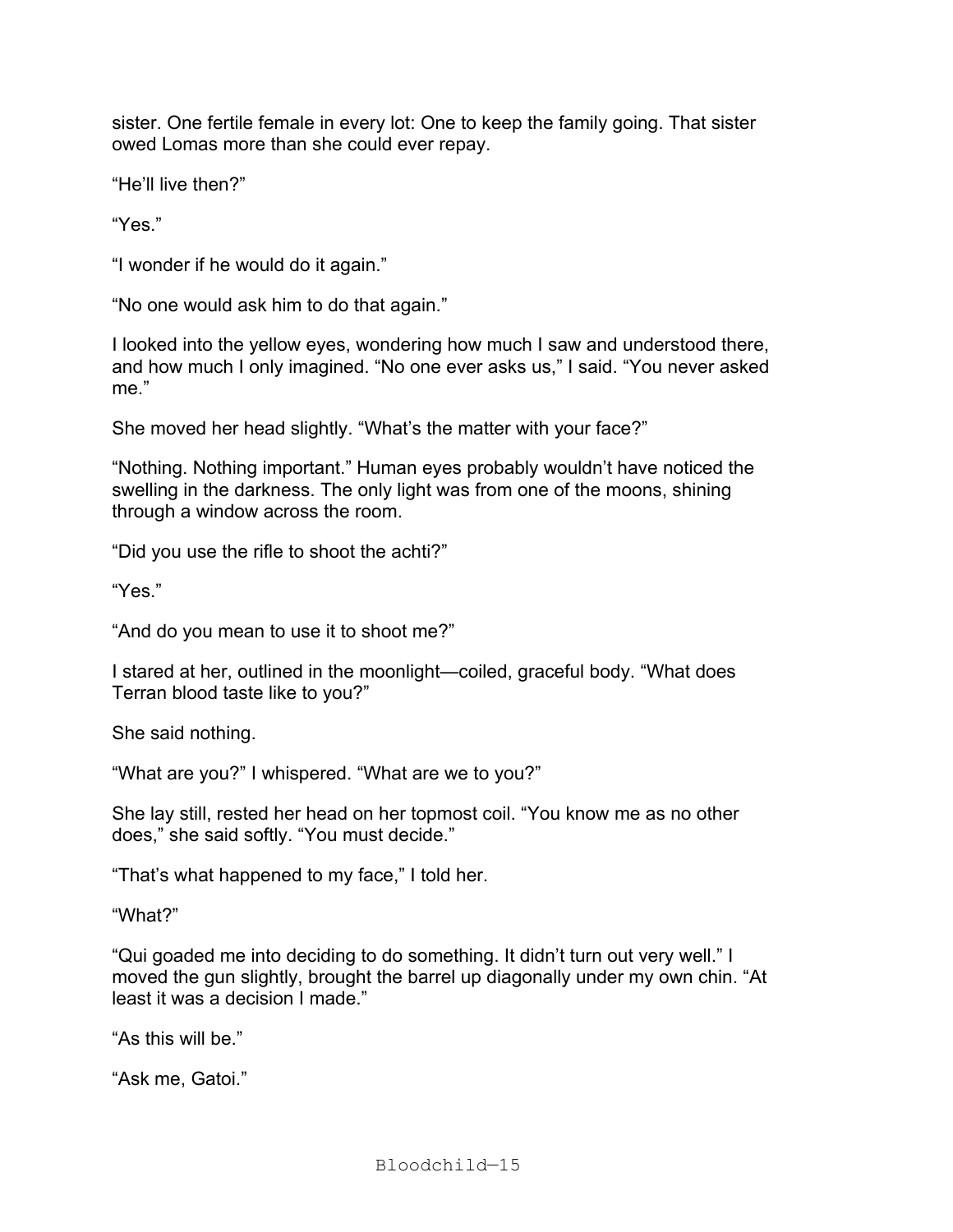sister. One fertile female in every lot: One to keep the family going. That sister owed Lomas more than she could ever repay.

“He’ll live then?”

“Yes.”

“I wonder if he would do it again.”

“No one would ask him to do that again.”

I looked into the yellow eyes, wondering how much I saw and understood there, and how much I only imagined. “No one ever asks us,” I said. “You never asked me.”

She moved her head slightly. “What’s the matter with your face?”

“Nothing. Nothing important.” Human eyes probably wouldn’t have noticed the swelling in the darkness. The only light was from one of the moons, shining through a window across the room.

“Did you use the rifle to shoot the achti?”

“Yes.”

“And do you mean to use it to shoot me?”

I stared at her, outlined in the moonlight—coiled, graceful body. “What does Terran blood taste like to you?”

She said nothing.

“What are you?” I whispered. “What are we to you?”

She lay still, rested her head on her topmost coil. “You know me as no other does,” she said softly. “You must decide.”

“That’s what happened to my face,” I told her.

“What?”

“Qui goaded me into deciding to do something. It didn’t turn out very well.” I moved the gun slightly, brought the barrel up diagonally under my own chin. “At least it was a decision I made.”

“As this will be.”

“Ask me, Gatoi.”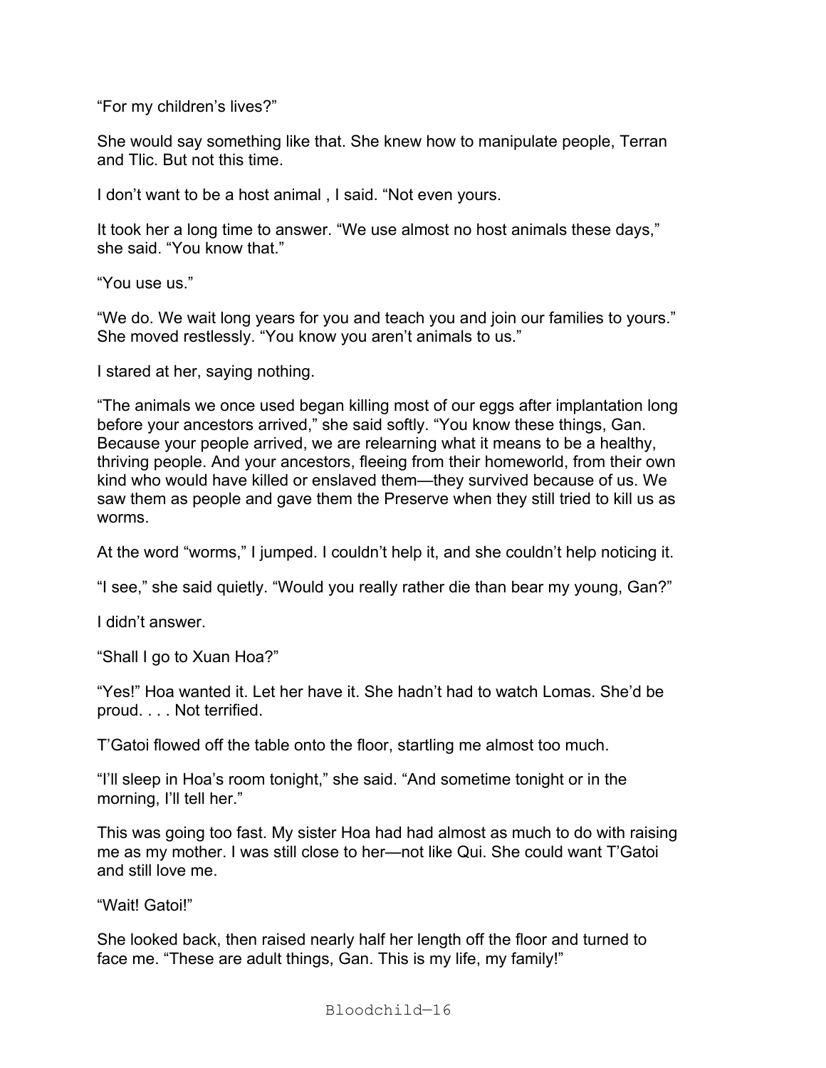"For my children's lives?"

She would say something like that. She knew how to manipulate people, Terran and Tlic. But not this time.

I don't want to be a host animal , I said. "Not even yours.

It took her a long time to answer. "We use almost no host animals these days," she said. "You know that."

"You use us."

"We do. We wait long years for you and teach you and join our families to yours." She moved restlessly. "You know you aren't animals to us."

I stared at her, saying nothing.

"The animals we once used began killing most of our eggs after implantation long before your ancestors arrived," she said softly. "You know these things, Gan. Because your people arrived, we are relearning what it means to be a healthy, thriving people. And your ancestors, fleeing from their homeworld, from their own kind who would have killed or enslaved them—they survived because of us. We saw them as people and gave them the Preserve when they still tried to kill us as worms.

At the word "worms," I jumped. I couldn't help it, and she couldn't help noticing it.

"I see," she said quietly. "Would you really rather die than bear my young, Gan?"

I didn't answer.

"Shall I go to Xuan Hoa?"

"Yes!" Hoa wanted it. Let her have it. She hadn't had to watch Lomas. She'd be proud. . . . Not terrified.

T'Gatoi flowed off the table onto the floor, startling me almost too much.

"I'll sleep in Hoa's room tonight," she said. "And sometime tonight or in the morning, I'll tell her."

This was going too fast. My sister Hoa had had almost as much to do with raising me as my mother. I was still close to her—not like Qui. She could want T'Gatoi and still love me.

"Wait! Gatoi!"

She looked back, then raised nearly half her length off the floor and turned to face me. "These are adult things, Gan. This is my life, my family!"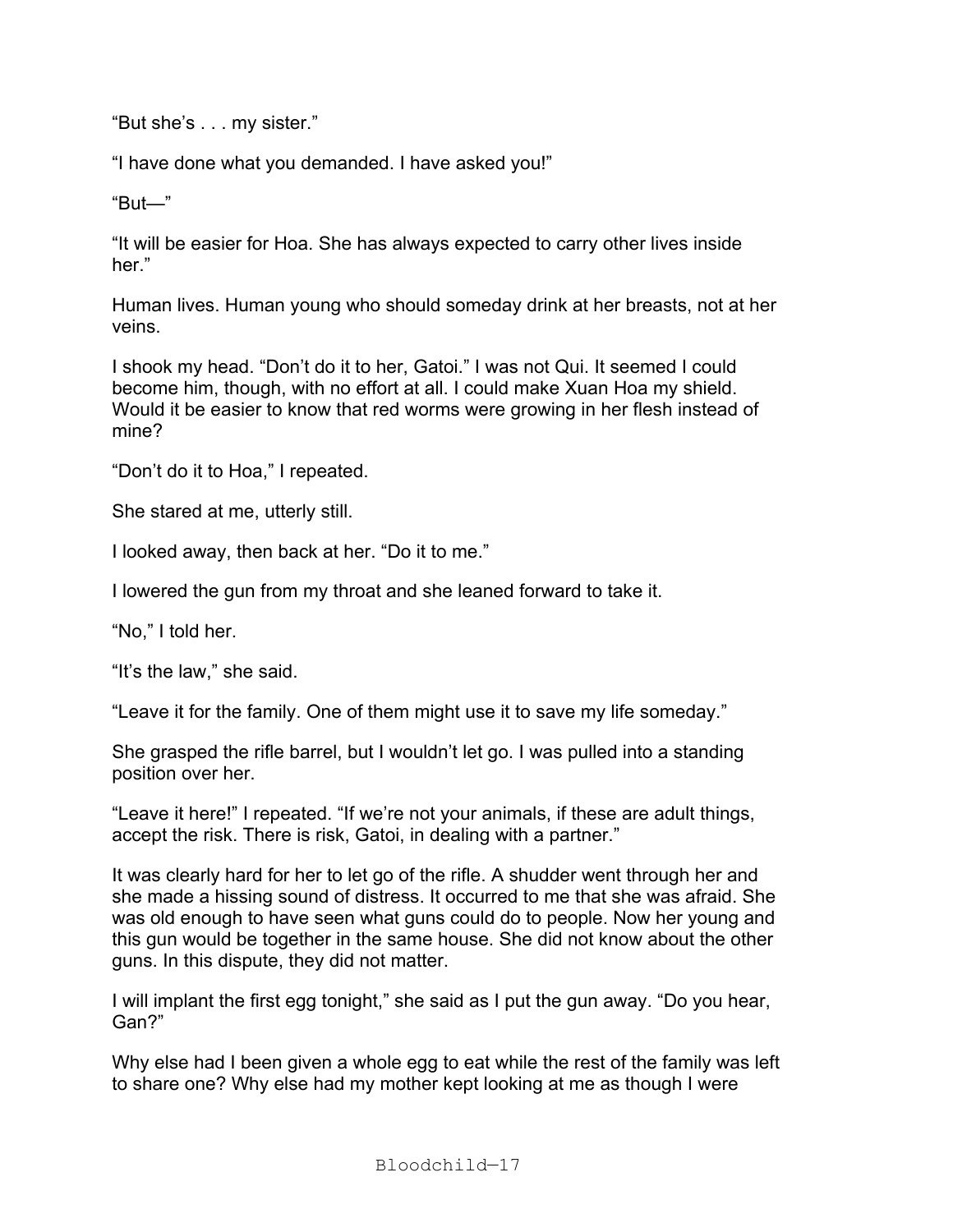“But she’s . . . my sister.”

“I have done what you demanded. I have asked you!”

“But—”

“It will be easier for Hoa. She has always expected to carry other lives inside her.”

Human lives. Human young who should someday drink at her breasts, not at her veins.

I shook my head. “Don’t do it to her, Gatoi.” I was not Qui. It seemed I could become him, though, with no effort at all. I could make Xuan Hoa my shield. Would it be easier to know that red worms were growing in her flesh instead of mine?

“Don’t do it to Hoa,” I repeated.

She stared at me, utterly still.

I looked away, then back at her. “Do it to me.”

I lowered the gun from my throat and she leaned forward to take it.

“No,” I told her.

“It’s the law,” she said.

“Leave it for the family. One of them might use it to save my life someday.”

She grasped the rifle barrel, but I wouldn’t let go. I was pulled into a standing position over her.

“Leave it here!” I repeated. “If we’re not your animals, if these are adult things, accept the risk. There is risk, Gatoi, in dealing with a partner.”

It was clearly hard for her to let go of the rifle. A shudder went through her and she made a hissing sound of distress. It occurred to me that she was afraid. She was old enough to have seen what guns could do to people. Now her young and this gun would be together in the same house. She did not know about the other guns. In this dispute, they did not matter.

I will implant the first egg tonight,” she said as I put the gun away. “Do you hear, Gan?”

Why else had I been given a whole egg to eat while the rest of the family was left to share one? Why else had my mother kept looking at me as though I were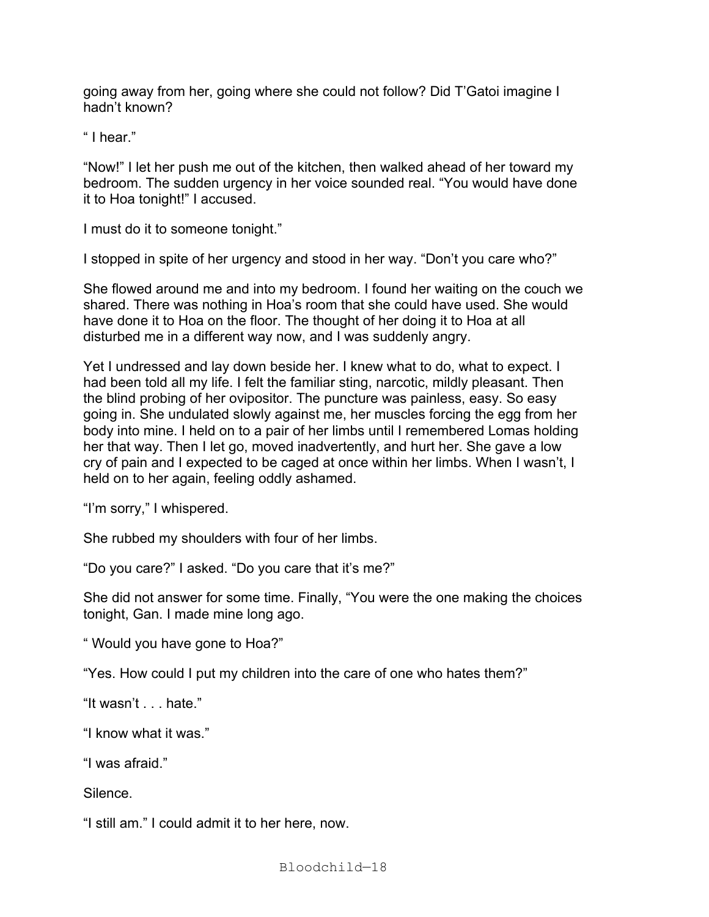going away from her, going where she could not follow? Did T'Gatoi imagine I hadn't known?

" I hear."

"Now!" I let her push me out of the kitchen, then walked ahead of her toward my bedroom. The sudden urgency in her voice sounded real. "You would have done it to Hoa tonight!" I accused.

I must do it to someone tonight."

I stopped in spite of her urgency and stood in her way. "Don't you care who?"

She flowed around me and into my bedroom. I found her waiting on the couch we shared. There was nothing in Hoa's room that she could have used. She would have done it to Hoa on the floor. The thought of her doing it to Hoa at all disturbed me in a different way now, and I was suddenly angry.

Yet I undressed and lay down beside her. I knew what to do, what to expect. I had been told all my life. I felt the familiar sting, narcotic, mildly pleasant. Then the blind probing of her ovipositor. The puncture was painless, easy. So easy going in. She undulated slowly against me, her muscles forcing the egg from her body into mine. I held on to a pair of her limbs until I remembered Lomas holding her that way. Then I let go, moved inadvertently, and hurt her. She gave a low cry of pain and I expected to be caged at once within her limbs. When I wasn't, I held on to her again, feeling oddly ashamed.

"I'm sorry," I whispered.

She rubbed my shoulders with four of her limbs.

"Do you care?" I asked. "Do you care that it's me?"

She did not answer for some time. Finally, "You were the one making the choices tonight, Gan. I made mine long ago.

" Would you have gone to Hoa?"

"Yes. How could I put my children into the care of one who hates them?"

"It wasn't . . . hate."

"I know what it was."

"I was afraid."

Silence.

"I still am." I could admit it to her here, now.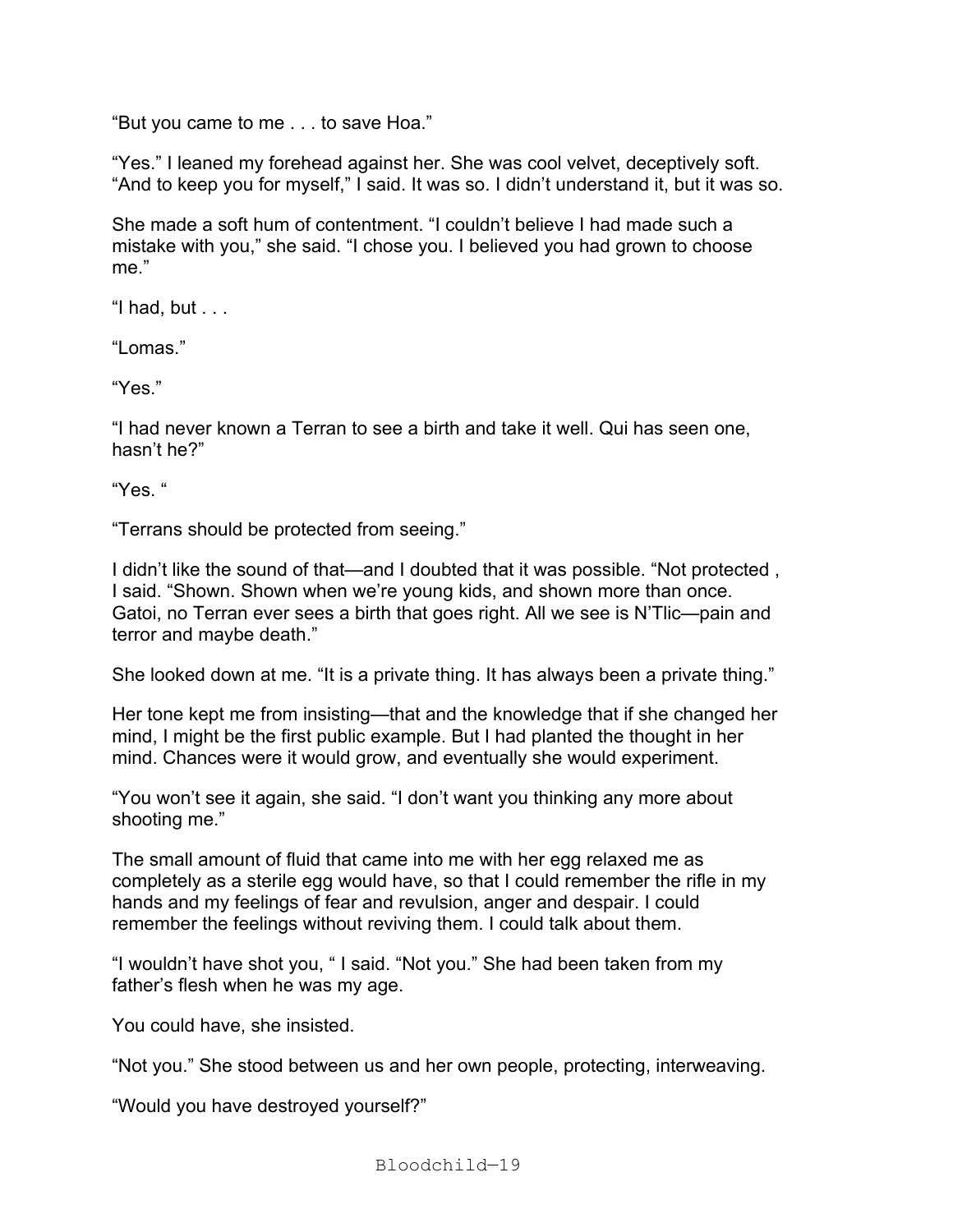"But you came to me . . . to save Hoa."

"Yes." I leaned my forehead against her. She was cool velvet, deceptively soft. "And to keep you for myself," I said. It was so. I didn't understand it, but it was so.

She made a soft hum of contentment. "I couldn't believe I had made such a mistake with you," she said. "I chose you. I believed you had grown to choose me."

"I had, but . . .

"Lomas."

"Yes."

"I had never known a Terran to see a birth and take it well. Qui has seen one, hasn't he?"

"Yes. "

"Terrans should be protected from seeing."

I didn't like the sound of that—and I doubted that it was possible. "Not protected , I said. "Shown. Shown when we're young kids, and shown more than once. Gatoi, no Terran ever sees a birth that goes right. All we see is N'Tlic—pain and terror and maybe death."

She looked down at me. "It is a private thing. It has always been a private thing."

Her tone kept me from insisting—that and the knowledge that if she changed her mind, I might be the first public example. But I had planted the thought in her mind. Chances were it would grow, and eventually she would experiment.

"You won't see it again, she said. "I don't want you thinking any more about shooting me."

The small amount of fluid that came into me with her egg relaxed me as completely as a sterile egg would have, so that I could remember the rifle in my hands and my feelings of fear and revulsion, anger and despair. I could remember the feelings without reviving them. I could talk about them.

"I wouldn't have shot you, " I said. "Not you." She had been taken from my father's flesh when he was my age.

You could have, she insisted.

"Not you." She stood between us and her own people, protecting, interweaving.

"Would you have destroyed yourself?"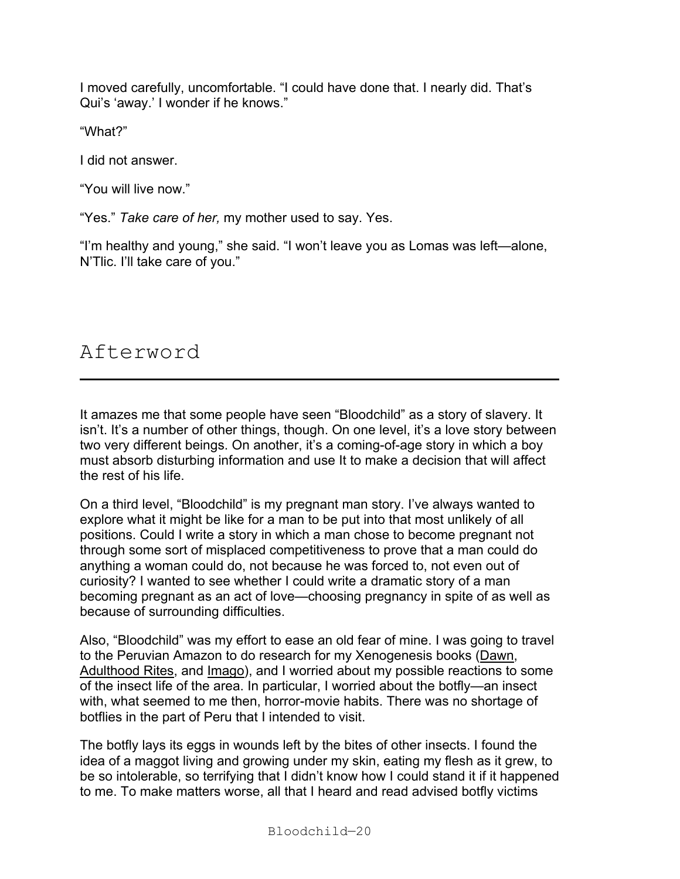I moved carefully, uncomfortable. “I could have done that. I nearly did. That’s Qui’s ‘away.’ I wonder if he knows.”

“What?”

I did not answer.

“You will live now.”

“Yes.” *Take care of her,* my mother used to say. Yes.

“I’m healthy and young,” she said. “I won’t leave you as Lomas was left—alone, N’Tlic. I’ll take care of you.”

# Afterword

It amazes me that some people have seen “Bloodchild” as a story of slavery. It isn’t. It’s a number of other things, though. On one level, it’s a love story between two very different beings. On another, it’s a coming-of-age story in which a boy must absorb disturbing information and use It to make a decision that will affect the rest of his life.

On a third level, “Bloodchild” is my pregnant man story. I’ve always wanted to explore what it might be like for a man to be put into that most unlikely of all positions. Could I write a story in which a man chose to become pregnant not through some sort of misplaced competitiveness to prove that a man could do anything a woman could do, not because he was forced to, not even out of curiosity? I wanted to see whether I could write a dramatic story of a man becoming pregnant as an act of love—choosing pregnancy in spite of as well as because of surrounding difficulties.

Also, “Bloodchild” was my effort to ease an old fear of mine. I was going to travel to the Peruvian Amazon to do research for my Xenogenesis books (Dawn, Adulthood Rites, and Imago), and I worried about my possible reactions to some of the insect life of the area. In particular, I worried about the botfly—an insect with, what seemed to me then, horror-movie habits. There was no shortage of botflies in the part of Peru that I intended to visit.

The botfly lays its eggs in wounds left by the bites of other insects. I found the idea of a maggot living and growing under my skin, eating my flesh as it grew, to be so intolerable, so terrifying that I didn’t know how I could stand it if it happened to me. To make matters worse, all that I heard and read advised botfly victims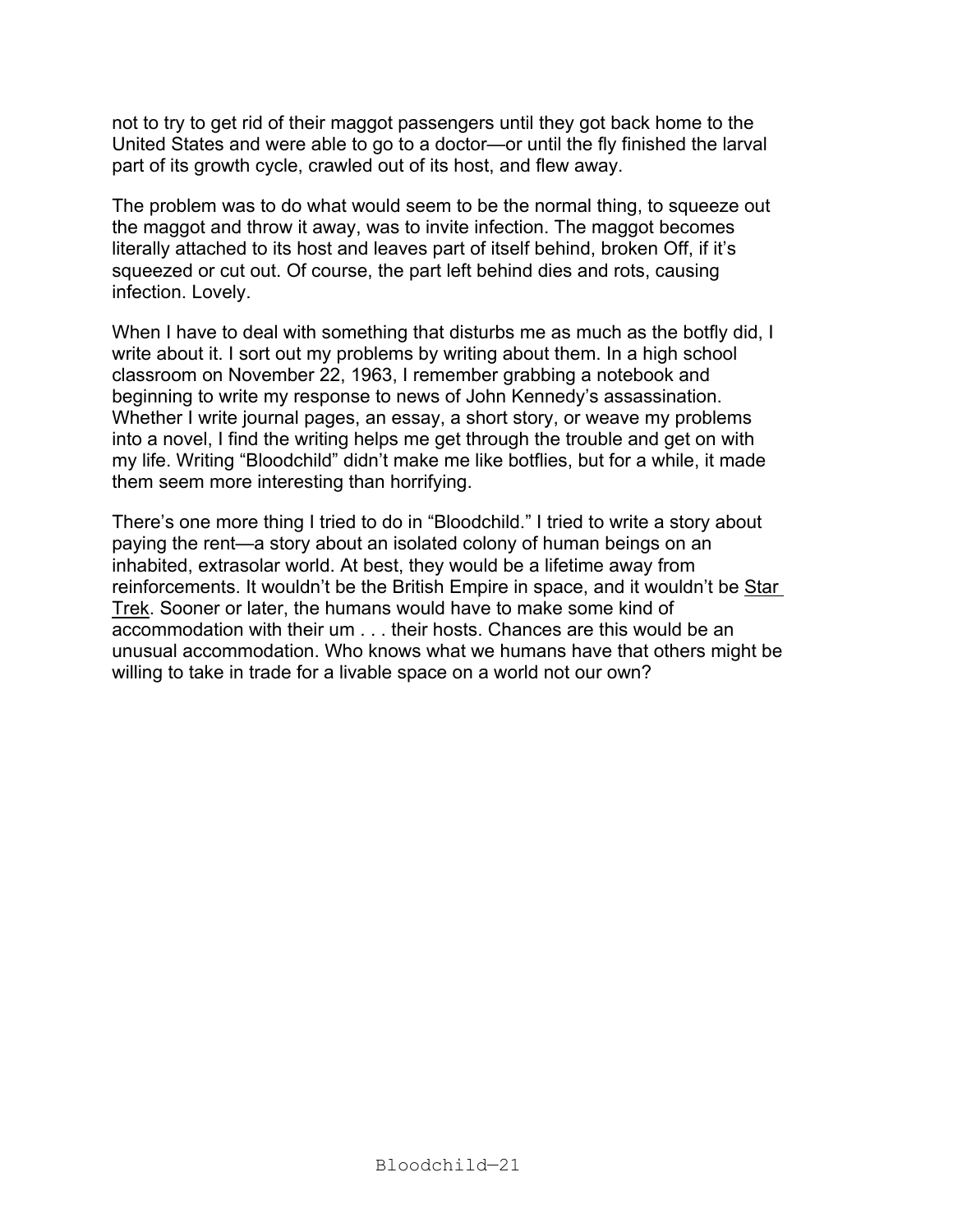not to try to get rid of their maggot passengers until they got back home to the United States and were able to go to a doctor—or until the fly finished the larval part of its growth cycle, crawled out of its host, and flew away.

The problem was to do what would seem to be the normal thing, to squeeze out the maggot and throw it away, was to invite infection. The maggot becomes literally attached to its host and leaves part of itself behind, broken Off, if it's squeezed or cut out. Of course, the part left behind dies and rots, causing infection. Lovely.

When I have to deal with something that disturbs me as much as the botfly did, I write about it. I sort out my problems by writing about them. In a high school classroom on November 22, 1963, I remember grabbing a notebook and beginning to write my response to news of John Kennedy's assassination. Whether I write journal pages, an essay, a short story, or weave my problems into a novel, I find the writing helps me get through the trouble and get on with my life. Writing "Bloodchild" didn't make me like botflies, but for a while, it made them seem more interesting than horrifying.

There's one more thing I tried to do in "Bloodchild." I tried to write a story about paying the rent—a story about an isolated colony of human beings on an inhabited, extrasolar world. At best, they would be a lifetime away from reinforcements. It wouldn't be the British Empire in space, and it wouldn't be Star Trek. Sooner or later, the humans would have to make some kind of accommodation with their um . . . their hosts. Chances are this would be an unusual accommodation. Who knows what we humans have that others might be willing to take in trade for a livable space on a world not our own?